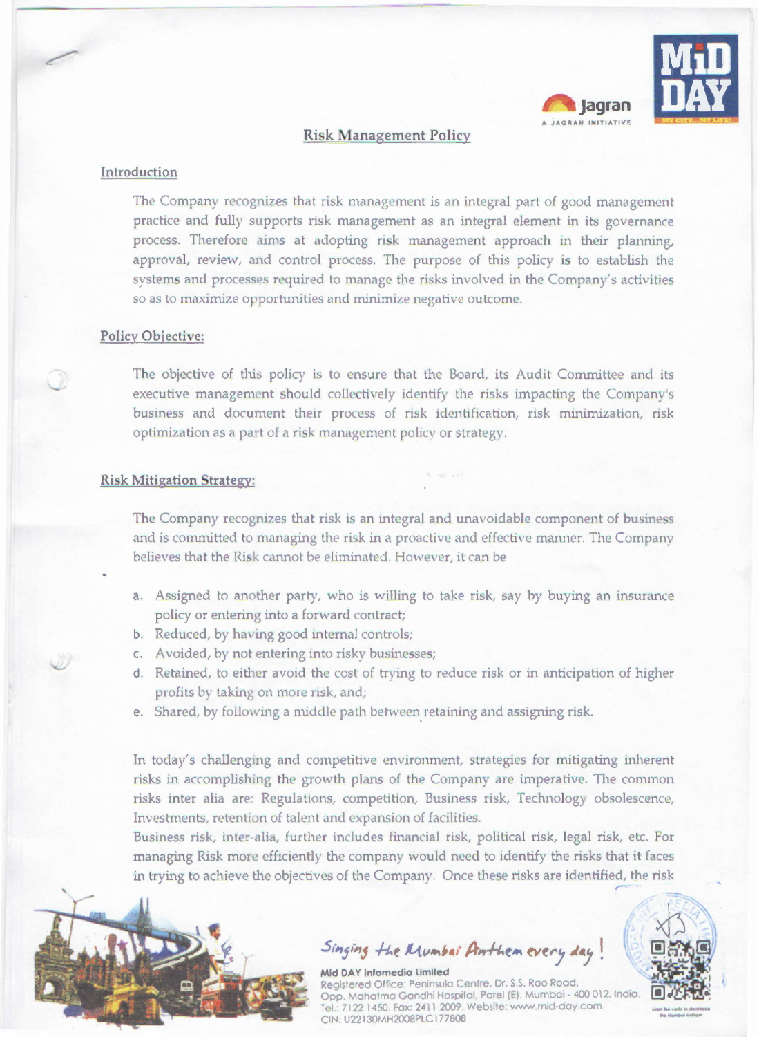## Risk Management Policy

### Introduction

The Company recognizes that risk management is an integral part of good management practice and fully supports risk management as an integral element in its governance process. Therefore aims at adopting risk management approach in their planning, approval, review, and control process. The purpose of this policy is to establish the systems and processes required to manage the risks involved in the Company's activities so as to maximize opportunities and minimize negative outcome.

### Policy Objective:

The objective of this policy is to ensure that the Board, its Audit Committee and its executive management should collectively identify the risks impacting the Company's business and document their process of risk identification, risk minimization, risk optimization as a part of a risk management policy or strategy.

### Risk Mitigation Strategy:

The Company recognizes that risk is an integral and unavoidable component of business and is committed to managing the risk in a proactive and effective manner. The Company believes that the Risk cannot be eliminated. However, it can be

a. Assigned to another party, who is willing to take risk, say by buying an insurance policy or entering into a forward contract;
b. Reduced, by having good internal controls;
c. Avoided, by not entering into risky businesses;
d. Retained, to either avoid the cost of trying to reduce risk or in anticipation of higher profits by taking on more risk, and;
e. Shared, by following a middle path between retaining and assigning risk.

In today's challenging and competitive environment, strategies for mitigating inherent risks in accomplishing the growth plans of the Company are imperative. The common risks inter alia are: Regulations, competition, Business risk, Technology obsolescence, Investments, retention of talent and expansion of facilities.

Business risk, inter-alia, further includes financial risk, political risk, legal risk, etc. For managing Risk more efficiently the company would need to identify the risks that it faces in trying to achieve the objectives of the Company. Once these risks are identified, the risk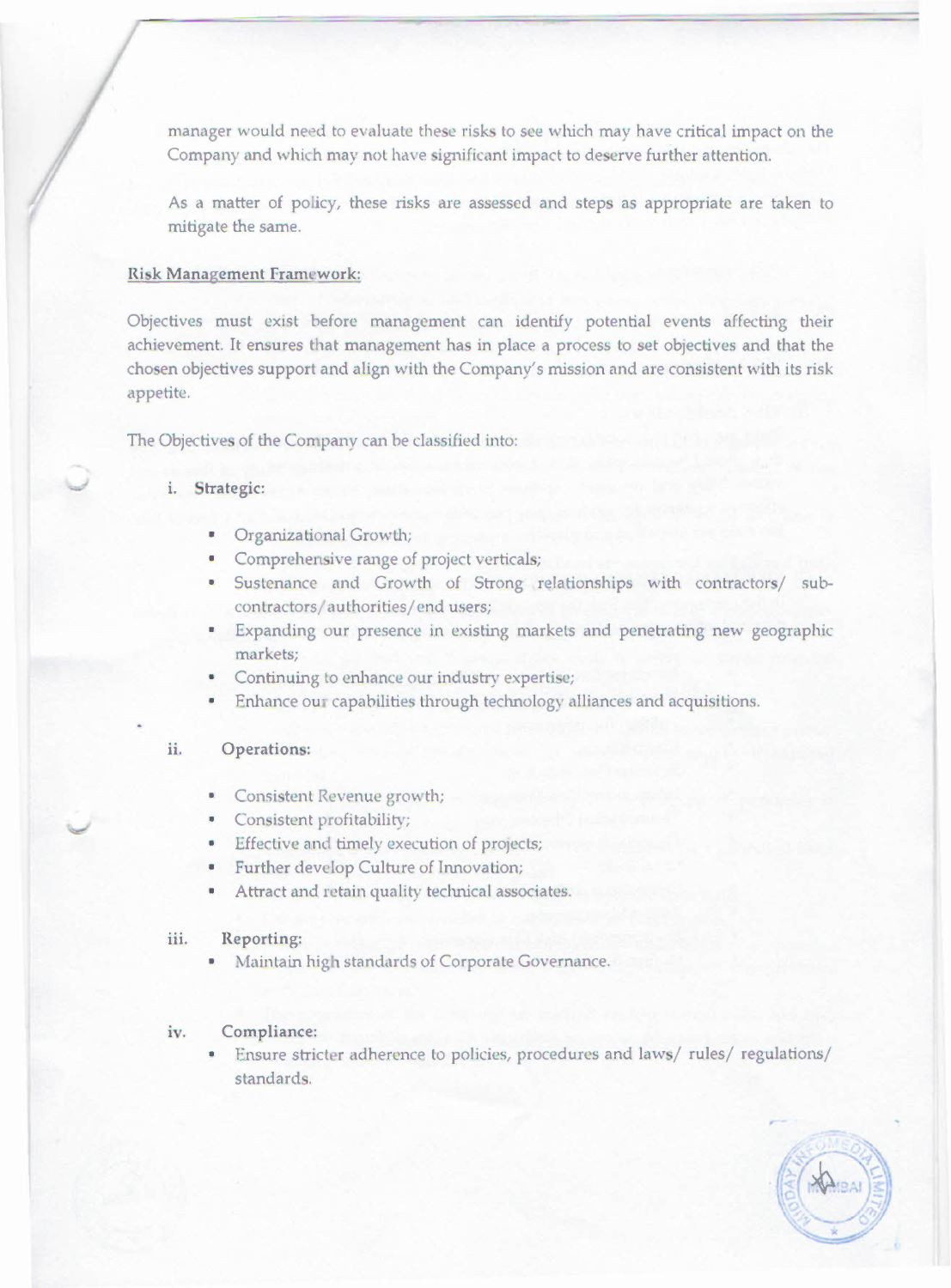manager would need to evaluate these risks to see which may have critical impact on the Company and which may not have significant impact to deserve further attention.

As a matter of policy, these risks are assessed and steps as appropriate are taken to mitigate the same.

**Risk Management Framework:**

Objectives must exist before management can identify potential events affecting their achievement. It ensures that management has in place a process to set objectives and that the chosen objectives support and align with the Company's mission and are consistent with its risk appetite.

The Objectives of the Company can be classified into:

i. **Strategic:**

- Organizational Growth;
- Comprehensive range of project verticals;
- Sustenance and Growth of Strong relationships with contractors/ sub-contractors/authorities/end users;
- Expanding our presence in existing markets and penetrating new geographic markets;
- Continuing to enhance our industry expertise;
- Enhance our capabilities through technology alliances and acquisitions.

ii. **Operations:**

- Consistent Revenue growth;
- Consistent profitability;
- Effective and timely execution of projects;
- Further develop Culture of Innovation;
- Attract and retain quality technical associates.

iii. **Reporting:**

- Maintain high standards of Corporate Governance.

iv. **Compliance:**

- Ensure stricter adherence to policies, procedures and laws/ rules/ regulations/ standards.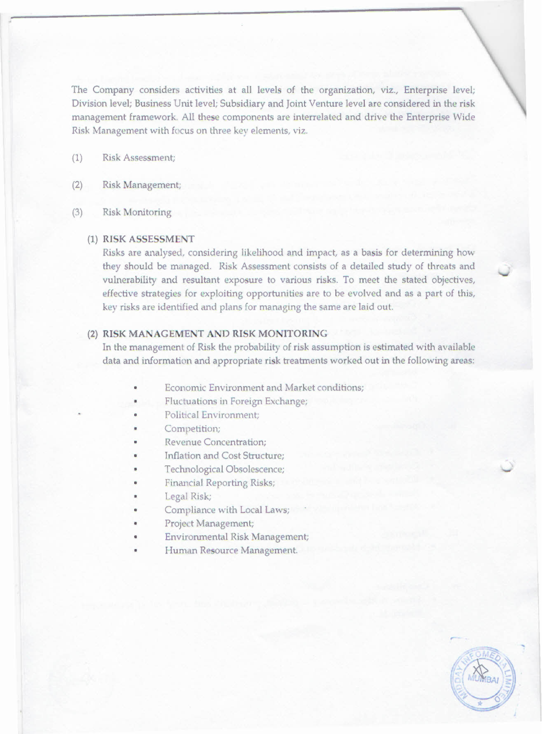The Company considers activities at all levels of the organization, viz., Enterprise level; Division level; Business Unit level; Subsidiary and Joint Venture level are considered in the risk management framework. All these components are interrelated and drive the Enterprise Wide Risk Management with focus on three key elements, viz.

(1) Risk Assessment;

(2) Risk Management;

(3) Risk Monitoring

### (1) RISK ASSESSMENT

Risks are analysed, considering likelihood and impact, as a basis for determining how they should be managed. Risk Assessment consists of a detailed study of threats and vulnerability and resultant exposure to various risks. To meet the stated objectives, effective strategies for exploiting opportunities are to be evolved and as a part of this, key risks are identified and plans for managing the same are laid out.

### (2) RISK MANAGEMENT AND RISK MONITORING

In the management of Risk the probability of risk assumption is estimated with available data and information and appropriate risk treatments worked out in the following areas:

- Economic Environment and Market conditions;
- Fluctuations in Foreign Exchange;
- Political Environment;
- Competition;
- Revenue Concentration;
- Inflation and Cost Structure;
- Technological Obsolescence;
- Financial Reporting Risks;
- Legal Risk;
- Compliance with Local Laws;
- Project Management;
- Environmental Risk Management;
- Human Resource Management.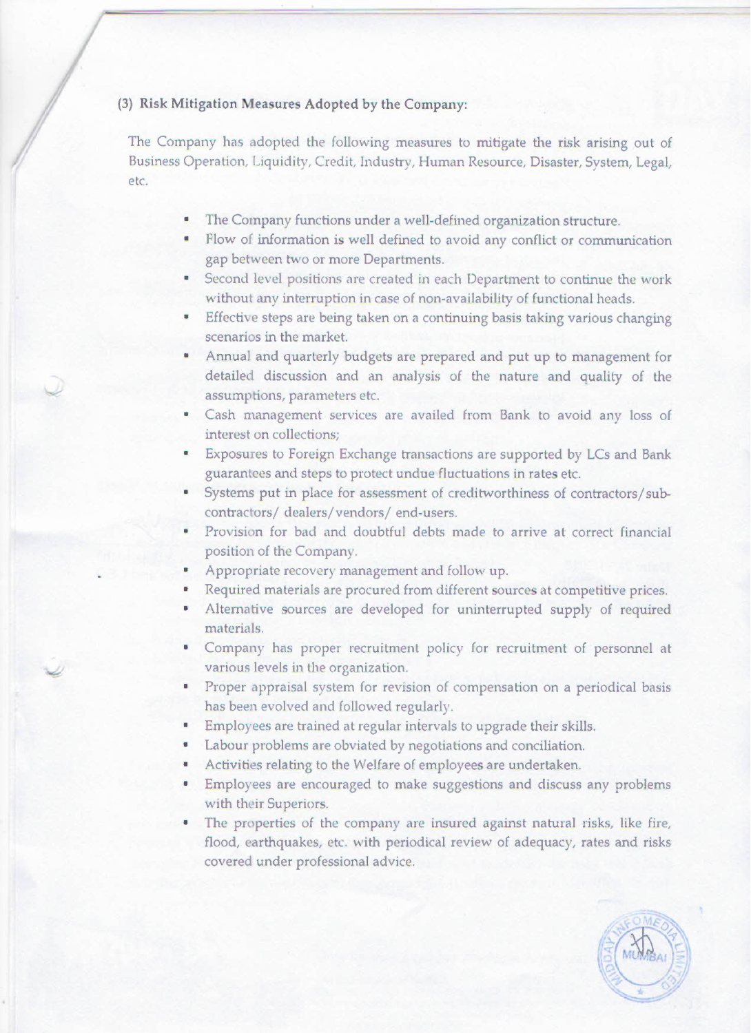### (3) Risk Mitigation Measures Adopted by the Company:

The Company has adopted the following measures to mitigate the risk arising out of Business Operation, Liquidity, Credit, Industry, Human Resource, Disaster, System, Legal, etc.

- The Company functions under a well-defined organization structure.
- Flow of information is well defined to avoid any conflict or communication gap between two or more Departments.
- Second level positions are created in each Department to continue the work without any interruption in case of non-availability of functional heads.
- Effective steps are being taken on a continuing basis taking various changing scenarios in the market.
- Annual and quarterly budgets are prepared and put up to management for detailed discussion and an analysis of the nature and quality of the assumptions, parameters etc.
- Cash management services are availed from Bank to avoid any loss of interest on collections;
- Exposures to Foreign Exchange transactions are supported by LCs and Bank guarantees and steps to protect undue fluctuations in rates etc.
- Systems put in place for assessment of creditworthiness of contractors/sub-contractors/ dealers/ vendors/ end-users.
- Provision for bad and doubtful debts made to arrive at correct financial position of the Company.
- Appropriate recovery management and follow up.
- Required materials are procured from different sources at competitive prices.
- Alternative sources are developed for uninterrupted supply of required materials.
- Company has proper recruitment policy for recruitment of personnel at various levels in the organization.
- Proper appraisal system for revision of compensation on a periodical basis has been evolved and followed regularly.
- Employees are trained at regular intervals to upgrade their skills.
- Labour problems are obviated by negotiations and conciliation.
- Activities relating to the Welfare of employees are undertaken.
- Employees are encouraged to make suggestions and discuss any problems with their Superiors.
- The properties of the company are insured against natural risks, like fire, flood, earthquakes, etc. with periodical review of adequacy, rates and risks covered under professional advice.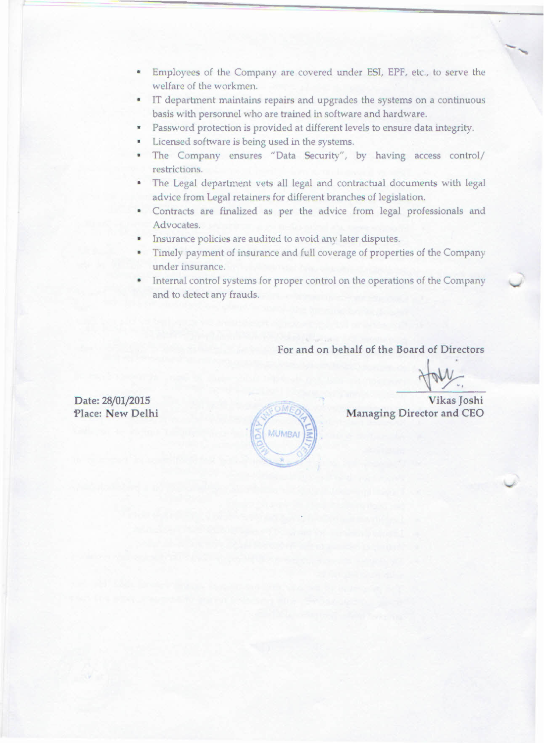- Employees of the Company are covered under ESI, EPF, etc., to serve the welfare of the workmen.
- IT department maintains repairs and upgrades the systems on a continuous basis with personnel who are trained in software and hardware.
- Password protection is provided at different levels to ensure data integrity.
- Licensed software is being used in the systems.
- The Company ensures "Data Security", by having access control/ restrictions.
- The Legal department vets all legal and contractual documents with legal advice from Legal retainers for different branches of legislation.
- Contracts are finalized as per the advice from legal professionals and Advocates.
- Insurance policies are audited to avoid any later disputes.
- Timely payment of insurance and full coverage of properties of the Company under insurance.
- Internal control systems for proper control on the operations of the Company and to detect any frauds.

**For and on behalf of the Board of Directors**

Date: 28/01/2015
Place: New Delhi

**Vikas Joshi**
**Managing Director and CEO**